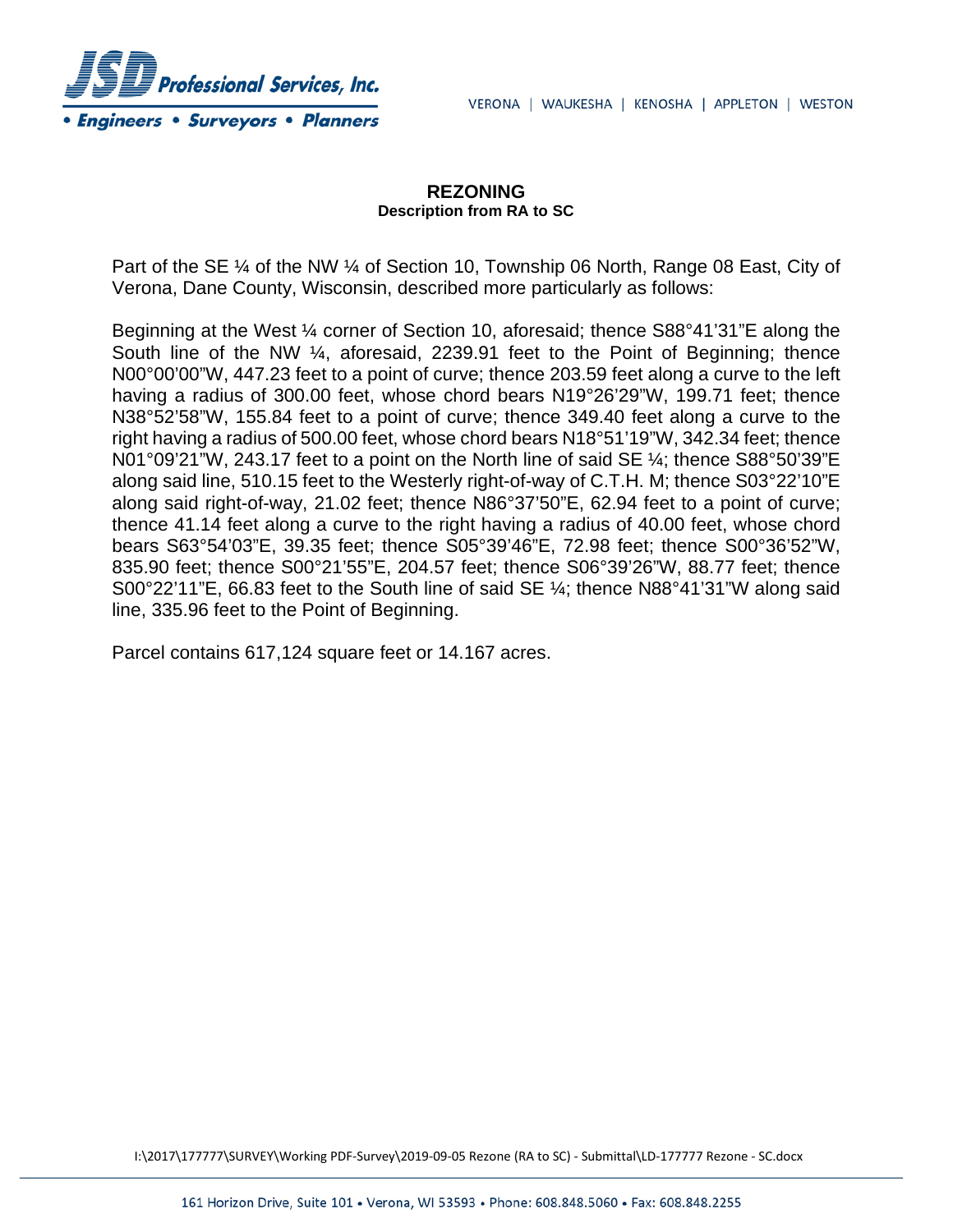# REZONING

**Description from RA to SC**

Part of the SE ¼ of the NW ¼ of Section 10, Township 06 North, Range 08 East, City of Verona, Dane County, Wisconsin, described more particularly as follows:

Beginning at the West ¼ corner of Section 10, aforesaid; thence S88°41'31"E along the South line of the NW ¼, aforesaid, 2239.91 feet to the Point of Beginning; thence N00°00'00"W, 447.23 feet to a point of curve; thence 203.59 feet along a curve to the left having a radius of 300.00 feet, whose chord bears N19°26'29"W, 199.71 feet; thence N38°52'58"W, 155.84 feet to a point of curve; thence 349.40 feet along a curve to the right having a radius of 500.00 feet, whose chord bears N18°51'19"W, 342.34 feet; thence N01°09'21"W, 243.17 feet to a point on the North line of said SE ¼; thence S88°50'39"E along said line, 510.15 feet to the Westerly right-of-way of C.T.H. M; thence S03°22'10"E along said right-of-way, 21.02 feet; thence N86°37'50"E, 62.94 feet to a point of curve; thence 41.14 feet along a curve to the right having a radius of 40.00 feet, whose chord bears S63°54'03"E, 39.35 feet; thence S05°39'46"E, 72.98 feet; thence S00°36'52"W, 835.90 feet; thence S00°21'55"E, 204.57 feet; thence S06°39'26"W, 88.77 feet; thence S00°22'11"E, 66.83 feet to the South line of said SE ¼; thence N88°41'31"W along said line, 335.96 feet to the Point of Beginning.

Parcel contains 617,124 square feet or 14.167 acres.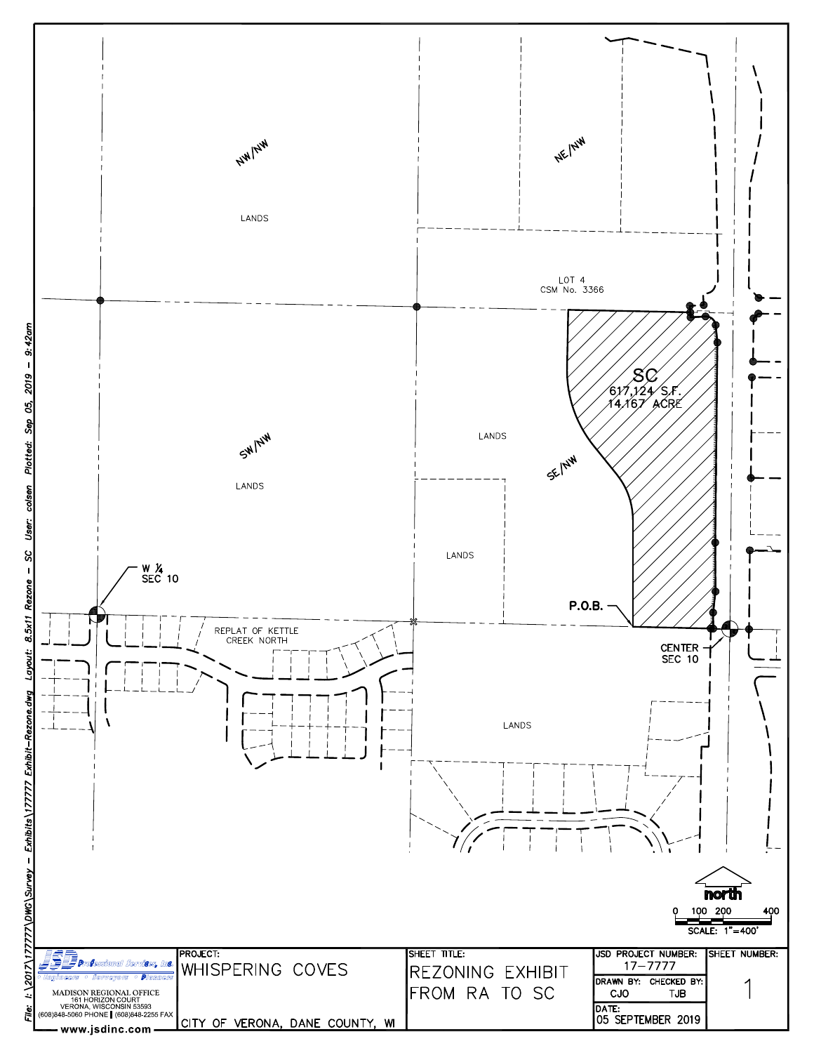NW/NW

LANDS

NE/NW

LOT 4
CSM No. 3366

SC
617,124 S.F.
14.167 ACRE

LANDS

SE/NW

SW/NW

LANDS

LANDS

W 1/4
SEC 10

P.O.B.

REPLAT OF KETTLE
CREEK NORTH

CENTER
SEC 10

LANDS

north

0 100 200 400
SCALE: 1"=400'

File: I:\2017\17777\DWG\Survey - Exhibits\17777 Exhibit-Rezone.dwg Layout: 8.5x11 Rezone - SC User: colsen Plotted: Sep 05, 2019 - 9:42am

JSD Professional Services, Inc.
Engineers • Surveyors • Planners
MADISON REGIONAL OFFICE
161 HORIZON COURT
VERONA, WISCONSIN 53593
(608)848-5060 PHONE | (608)848-2255 FAX
www.jsdinc.com

| PROJECT: | SHEET TITLE: | JSD PROJECT NUMBER: | SHEET NUMBER: |
|---|---|---|---|
| WHISPERING COVES | REZONING EXHIBIT FROM RA TO SC | 17-7777 | 1 |
| | | DRAWN BY: CJO CHECKED BY: TJB | |
| CITY OF VERONA, DANE COUNTY, WI | | DATE: 05 SEPTEMBER 2019 | |